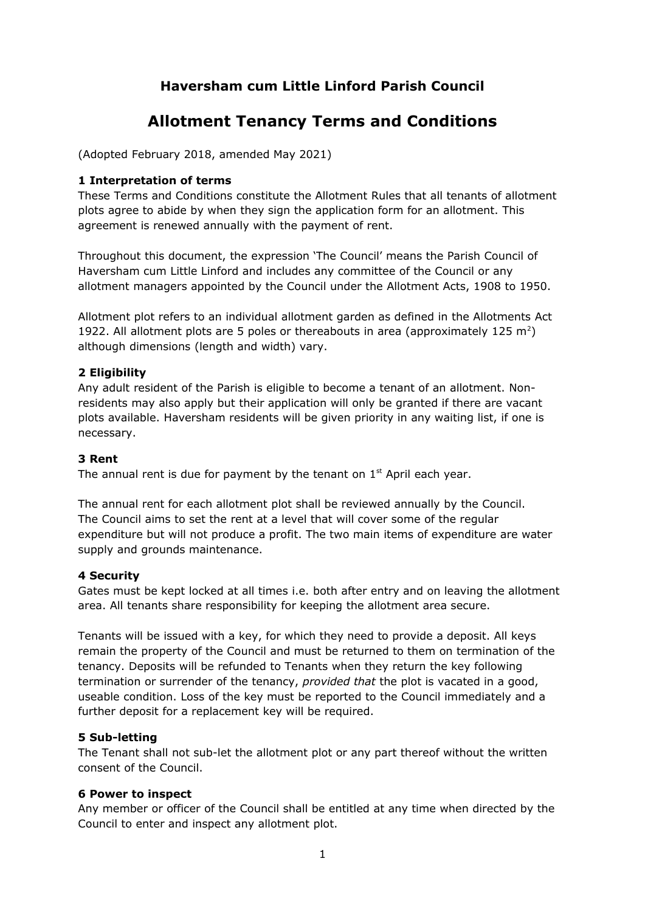## Haversham cum Little Linford Parish Council

# Allotment Tenancy Terms and Conditions

(Adopted February 2018, amended May 2021)

### 1 Interpretation of terms

These Terms and Conditions constitute the Allotment Rules that all tenants of allotment plots agree to abide by when they sign the application form for an allotment. This agreement is renewed annually with the payment of rent.

Throughout this document, the expression 'The Council' means the Parish Council of Haversham cum Little Linford and includes any committee of the Council or any allotment managers appointed by the Council under the Allotment Acts, 1908 to 1950.

Allotment plot refers to an individual allotment garden as defined in the Allotments Act 1922. All allotment plots are 5 poles or thereabouts in area (approximately 125 $m^2$) although dimensions (length and width) vary.

### 2 Eligibility

Any adult resident of the Parish is eligible to become a tenant of an allotment. Non-residents may also apply but their application will only be granted if there are vacant plots available. Haversham residents will be given priority in any waiting list, if one is necessary.

### 3 Rent

The annual rent is due for payment by the tenant on 1st April each year.

The annual rent for each allotment plot shall be reviewed annually by the Council. The Council aims to set the rent at a level that will cover some of the regular expenditure but will not produce a profit. The two main items of expenditure are water supply and grounds maintenance.

### 4 Security

Gates must be kept locked at all times i.e. both after entry and on leaving the allotment area. All tenants share responsibility for keeping the allotment area secure.

Tenants will be issued with a key, for which they need to provide a deposit. All keys remain the property of the Council and must be returned to them on termination of the tenancy. Deposits will be refunded to Tenants when they return the key following termination or surrender of the tenancy, *provided that* the plot is vacated in a good, useable condition. Loss of the key must be reported to the Council immediately and a further deposit for a replacement key will be required.

### 5 Sub-letting

The Tenant shall not sub-let the allotment plot or any part thereof without the written consent of the Council.

### 6 Power to inspect

Any member or officer of the Council shall be entitled at any time when directed by the Council to enter and inspect any allotment plot.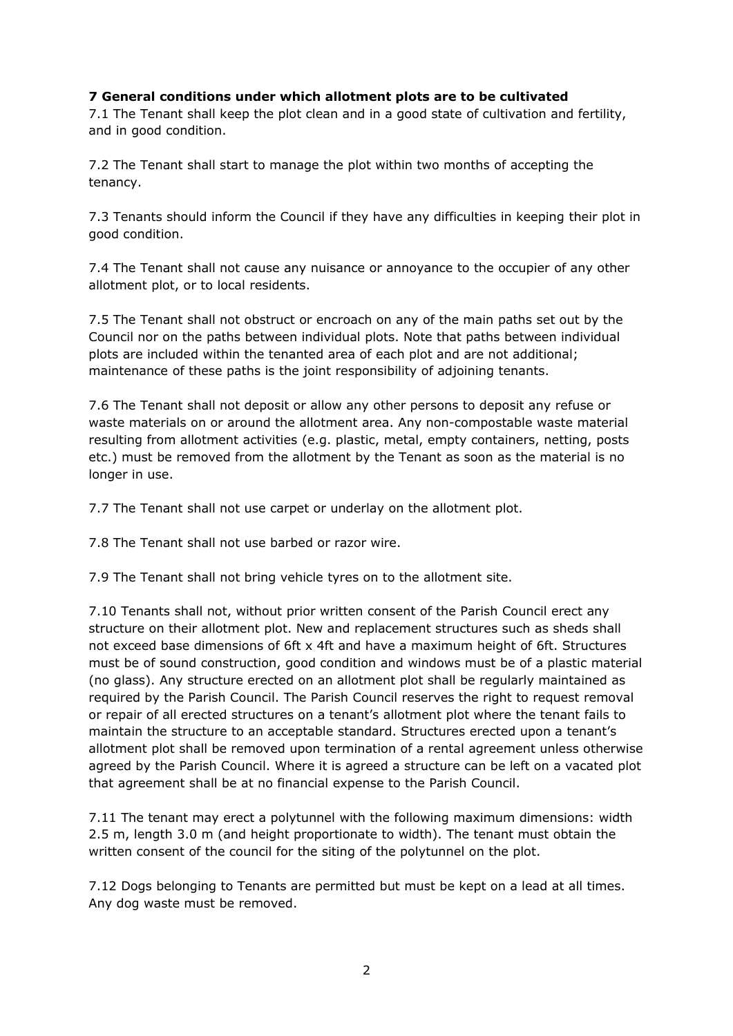**7 General conditions under which allotment plots are to be cultivated**

7.1 The Tenant shall keep the plot clean and in a good state of cultivation and fertility, and in good condition.

7.2 The Tenant shall start to manage the plot within two months of accepting the tenancy.

7.3 Tenants should inform the Council if they have any difficulties in keeping their plot in good condition.

7.4 The Tenant shall not cause any nuisance or annoyance to the occupier of any other allotment plot, or to local residents.

7.5 The Tenant shall not obstruct or encroach on any of the main paths set out by the Council nor on the paths between individual plots. Note that paths between individual plots are included within the tenanted area of each plot and are not additional; maintenance of these paths is the joint responsibility of adjoining tenants.

7.6 The Tenant shall not deposit or allow any other persons to deposit any refuse or waste materials on or around the allotment area. Any non-compostable waste material resulting from allotment activities (e.g. plastic, metal, empty containers, netting, posts etc.) must be removed from the allotment by the Tenant as soon as the material is no longer in use.

7.7 The Tenant shall not use carpet or underlay on the allotment plot.

7.8 The Tenant shall not use barbed or razor wire.

7.9 The Tenant shall not bring vehicle tyres on to the allotment site.

7.10 Tenants shall not, without prior written consent of the Parish Council erect any structure on their allotment plot. New and replacement structures such as sheds shall not exceed base dimensions of 6ft x 4ft and have a maximum height of 6ft. Structures must be of sound construction, good condition and windows must be of a plastic material (no glass). Any structure erected on an allotment plot shall be regularly maintained as required by the Parish Council. The Parish Council reserves the right to request removal or repair of all erected structures on a tenant's allotment plot where the tenant fails to maintain the structure to an acceptable standard. Structures erected upon a tenant's allotment plot shall be removed upon termination of a rental agreement unless otherwise agreed by the Parish Council. Where it is agreed a structure can be left on a vacated plot that agreement shall be at no financial expense to the Parish Council.

7.11 The tenant may erect a polytunnel with the following maximum dimensions: width 2.5 m, length 3.0 m (and height proportionate to width). The tenant must obtain the written consent of the council for the siting of the polytunnel on the plot.

7.12 Dogs belonging to Tenants are permitted but must be kept on a lead at all times. Any dog waste must be removed.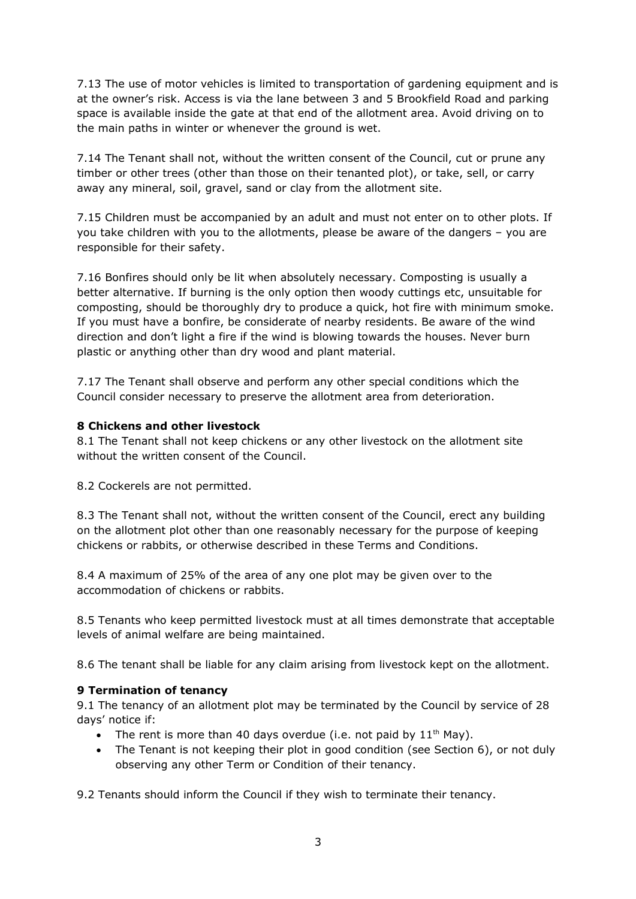7.13 The use of motor vehicles is limited to transportation of gardening equipment and is at the owner's risk. Access is via the lane between 3 and 5 Brookfield Road and parking space is available inside the gate at that end of the allotment area. Avoid driving on to the main paths in winter or whenever the ground is wet.

7.14 The Tenant shall not, without the written consent of the Council, cut or prune any timber or other trees (other than those on their tenanted plot), or take, sell, or carry away any mineral, soil, gravel, sand or clay from the allotment site.

7.15 Children must be accompanied by an adult and must not enter on to other plots. If you take children with you to the allotments, please be aware of the dangers – you are responsible for their safety.

7.16 Bonfires should only be lit when absolutely necessary. Composting is usually a better alternative. If burning is the only option then woody cuttings etc, unsuitable for composting, should be thoroughly dry to produce a quick, hot fire with minimum smoke. If you must have a bonfire, be considerate of nearby residents. Be aware of the wind direction and don't light a fire if the wind is blowing towards the houses. Never burn plastic or anything other than dry wood and plant material.

7.17 The Tenant shall observe and perform any other special conditions which the Council consider necessary to preserve the allotment area from deterioration.

**8 Chickens and other livestock**

8.1 The Tenant shall not keep chickens or any other livestock on the allotment site without the written consent of the Council.

8.2 Cockerels are not permitted.

8.3 The Tenant shall not, without the written consent of the Council, erect any building on the allotment plot other than one reasonably necessary for the purpose of keeping chickens or rabbits, or otherwise described in these Terms and Conditions.

8.4 A maximum of 25% of the area of any one plot may be given over to the accommodation of chickens or rabbits.

8.5 Tenants who keep permitted livestock must at all times demonstrate that acceptable levels of animal welfare are being maintained.

8.6 The tenant shall be liable for any claim arising from livestock kept on the allotment.

**9 Termination of tenancy**

9.1 The tenancy of an allotment plot may be terminated by the Council by service of 28 days' notice if:

- The rent is more than 40 days overdue (i.e. not paid by 11th May).
- The Tenant is not keeping their plot in good condition (see Section 6), or not duly observing any other Term or Condition of their tenancy.

9.2 Tenants should inform the Council if they wish to terminate their tenancy.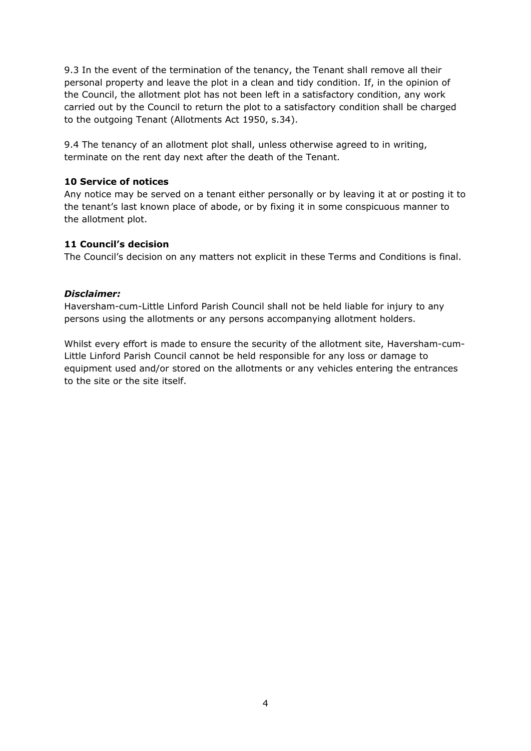9.3 In the event of the termination of the tenancy, the Tenant shall remove all their personal property and leave the plot in a clean and tidy condition. If, in the opinion of the Council, the allotment plot has not been left in a satisfactory condition, any work carried out by the Council to return the plot to a satisfactory condition shall be charged to the outgoing Tenant (Allotments Act 1950, s.34).

9.4 The tenancy of an allotment plot shall, unless otherwise agreed to in writing, terminate on the rent day next after the death of the Tenant.

**10 Service of notices**

Any notice may be served on a tenant either personally or by leaving it at or posting it to the tenant's last known place of abode, or by fixing it in some conspicuous manner to the allotment plot.

**11 Council's decision**

The Council's decision on any matters not explicit in these Terms and Conditions is final.

***Disclaimer:***

Haversham-cum-Little Linford Parish Council shall not be held liable for injury to any persons using the allotments or any persons accompanying allotment holders.

Whilst every effort is made to ensure the security of the allotment site, Haversham-cum-Little Linford Parish Council cannot be held responsible for any loss or damage to equipment used and/or stored on the allotments or any vehicles entering the entrances to the site or the site itself.